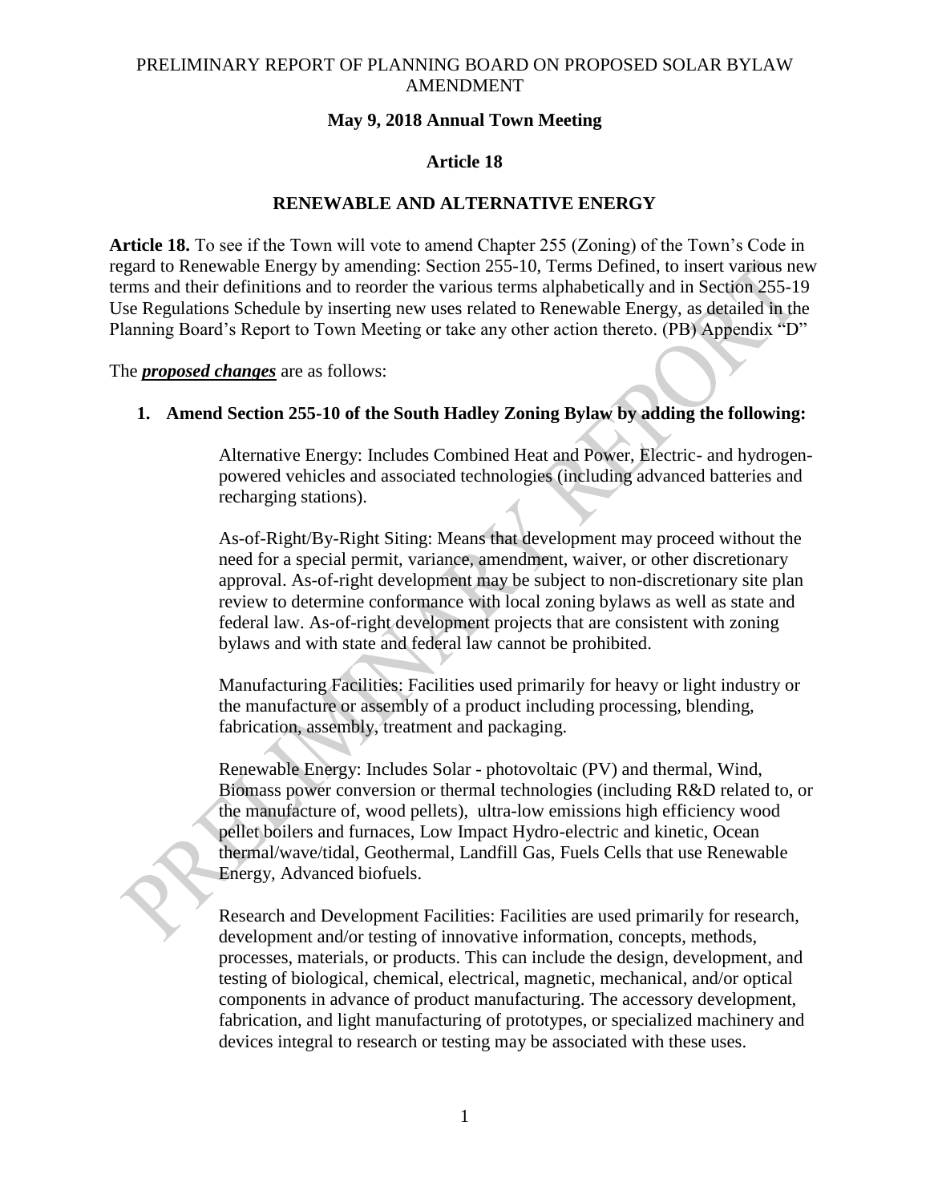# PRELIMINARY REPORT OF PLANNING BOARD ON PROPOSED SOLAR BYLAW AMENDMENT

## May 9, 2018 Annual Town Meeting

## Article 18

## RENEWABLE AND ALTERNATIVE ENERGY

**Article 18.** To see if the Town will vote to amend Chapter 255 (Zoning) of the Town's Code in regard to Renewable Energy by amending: Section 255-10, Terms Defined, to insert various new terms and their definitions and to reorder the various terms alphabetically and in Section 255-19 Use Regulations Schedule by inserting new uses related to Renewable Energy, as detailed in the Planning Board's Report to Town Meeting or take any other action thereto. (PB) Appendix "D"

The ***proposed changes*** are as follows:

1. **Amend Section 255-10 of the South Hadley Zoning Bylaw by adding the following:**

   Alternative Energy: Includes Combined Heat and Power, Electric- and hydrogen-powered vehicles and associated technologies (including advanced batteries and recharging stations).

   As-of-Right/By-Right Siting: Means that development may proceed without the need for a special permit, variance, amendment, waiver, or other discretionary approval. As-of-right development may be subject to non-discretionary site plan review to determine conformance with local zoning bylaws as well as state and federal law. As-of-right development projects that are consistent with zoning bylaws and with state and federal law cannot be prohibited.

   Manufacturing Facilities: Facilities used primarily for heavy or light industry or the manufacture or assembly of a product including processing, blending, fabrication, assembly, treatment and packaging.

   Renewable Energy: Includes Solar - photovoltaic (PV) and thermal, Wind, Biomass power conversion or thermal technologies (including R&D related to, or the manufacture of, wood pellets), ultra-low emissions high efficiency wood pellet boilers and furnaces, Low Impact Hydro-electric and kinetic, Ocean thermal/wave/tidal, Geothermal, Landfill Gas, Fuels Cells that use Renewable Energy, Advanced biofuels.

   Research and Development Facilities: Facilities are used primarily for research, development and/or testing of innovative information, concepts, methods, processes, materials, or products. This can include the design, development, and testing of biological, chemical, electrical, magnetic, mechanical, and/or optical components in advance of product manufacturing. The accessory development, fabrication, and light manufacturing of prototypes, or specialized machinery and devices integral to research or testing may be associated with these uses.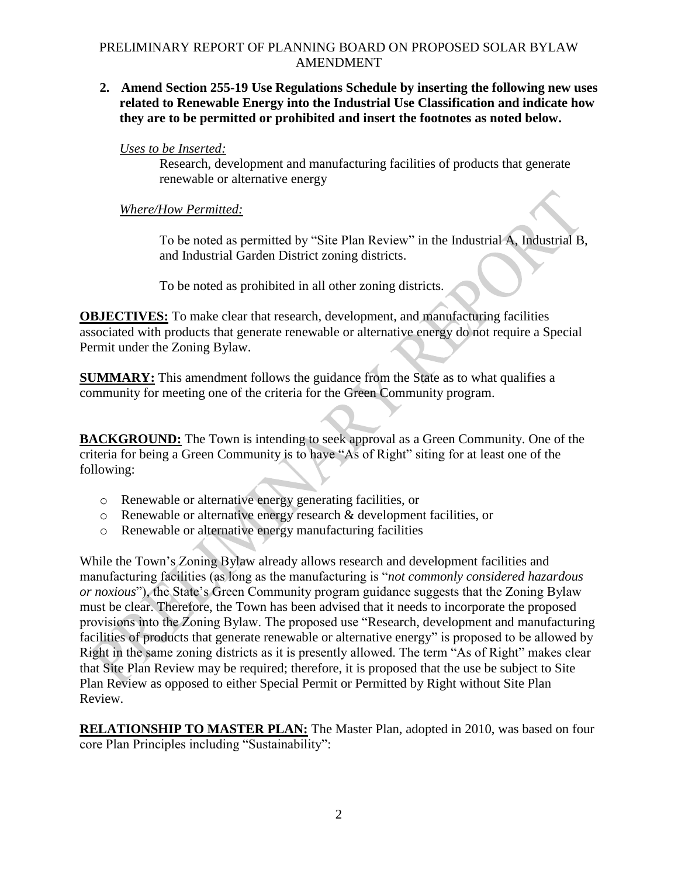**2. Amend Section 255-19 Use Regulations Schedule by inserting the following new uses related to Renewable Energy into the Industrial Use Classification and indicate how they are to be permitted or prohibited and insert the footnotes as noted below.**

*Uses to be Inserted:*

Research, development and manufacturing facilities of products that generate renewable or alternative energy

*Where/How Permitted:*

To be noted as permitted by "Site Plan Review" in the Industrial A, Industrial B, and Industrial Garden District zoning districts.

To be noted as prohibited in all other zoning districts.

**OBJECTIVES:** To make clear that research, development, and manufacturing facilities associated with products that generate renewable or alternative energy do not require a Special Permit under the Zoning Bylaw.

**SUMMARY:** This amendment follows the guidance from the State as to what qualifies a community for meeting one of the criteria for the Green Community program.

**BACKGROUND:** The Town is intending to seek approval as a Green Community. One of the criteria for being a Green Community is to have "As of Right" siting for at least one of the following:

- Renewable or alternative energy generating facilities, or
- Renewable or alternative energy research & development facilities, or
- Renewable or alternative energy manufacturing facilities

While the Town's Zoning Bylaw already allows research and development facilities and manufacturing facilities (as long as the manufacturing is "*not commonly considered hazardous or noxious*"), the State's Green Community program guidance suggests that the Zoning Bylaw must be clear. Therefore, the Town has been advised that it needs to incorporate the proposed provisions into the Zoning Bylaw. The proposed use "Research, development and manufacturing facilities of products that generate renewable or alternative energy" is proposed to be allowed by Right in the same zoning districts as it is presently allowed. The term "As of Right" makes clear that Site Plan Review may be required; therefore, it is proposed that the use be subject to Site Plan Review as opposed to either Special Permit or Permitted by Right without Site Plan Review.

**RELATIONSHIP TO MASTER PLAN:** The Master Plan, adopted in 2010, was based on four core Plan Principles including "Sustainability":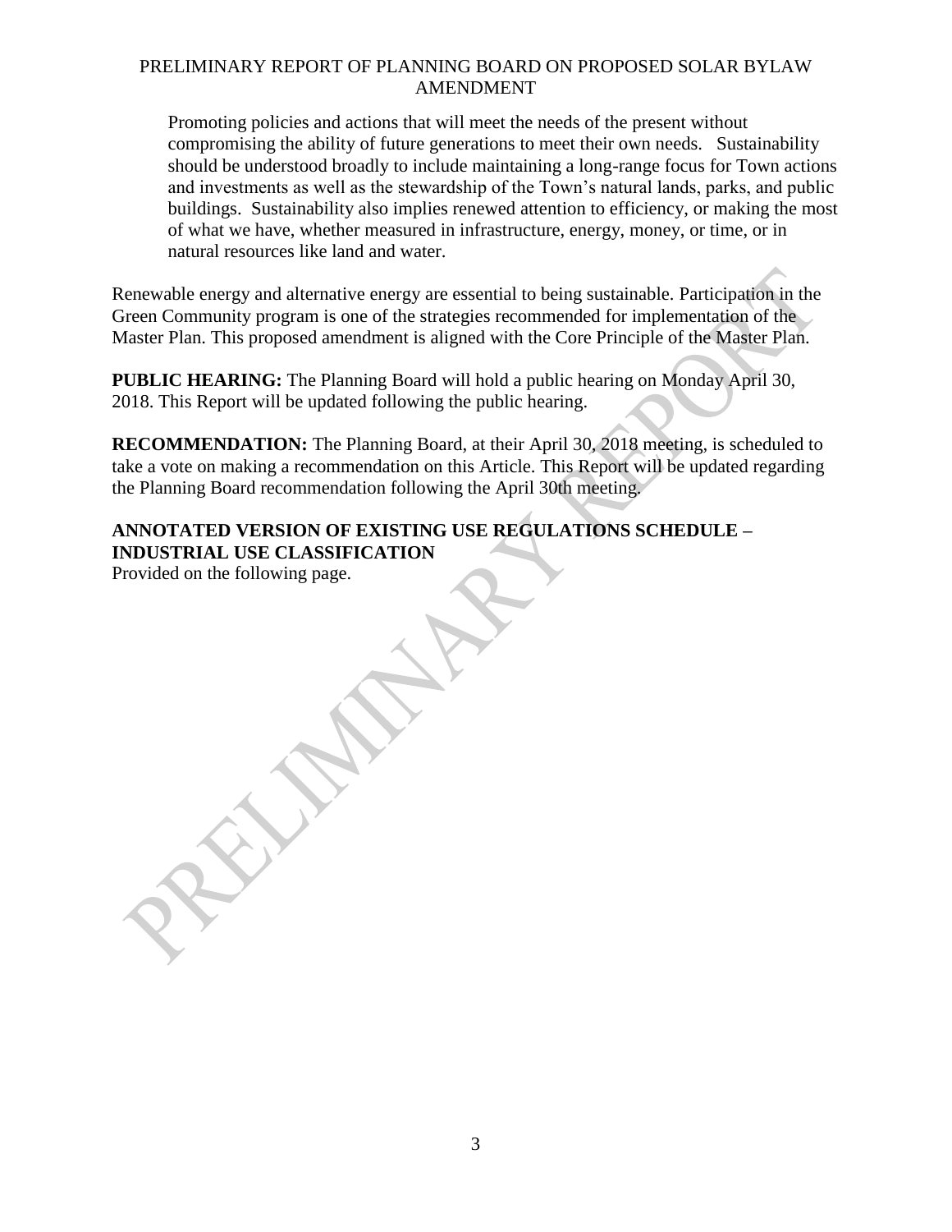Promoting policies and actions that will meet the needs of the present without compromising the ability of future generations to meet their own needs. Sustainability should be understood broadly to include maintaining a long-range focus for Town actions and investments as well as the stewardship of the Town's natural lands, parks, and public buildings. Sustainability also implies renewed attention to efficiency, or making the most of what we have, whether measured in infrastructure, energy, money, or time, or in natural resources like land and water.

Renewable energy and alternative energy are essential to being sustainable. Participation in the Green Community program is one of the strategies recommended for implementation of the Master Plan. This proposed amendment is aligned with the Core Principle of the Master Plan.

**PUBLIC HEARING:** The Planning Board will hold a public hearing on Monday April 30, 2018. This Report will be updated following the public hearing.

**RECOMMENDATION:** The Planning Board, at their April 30, 2018 meeting, is scheduled to take a vote on making a recommendation on this Article. This Report will be updated regarding the Planning Board recommendation following the April 30th meeting.

**ANNOTATED VERSION OF EXISTING USE REGULATIONS SCHEDULE – INDUSTRIAL USE CLASSIFICATION**

Provided on the following page.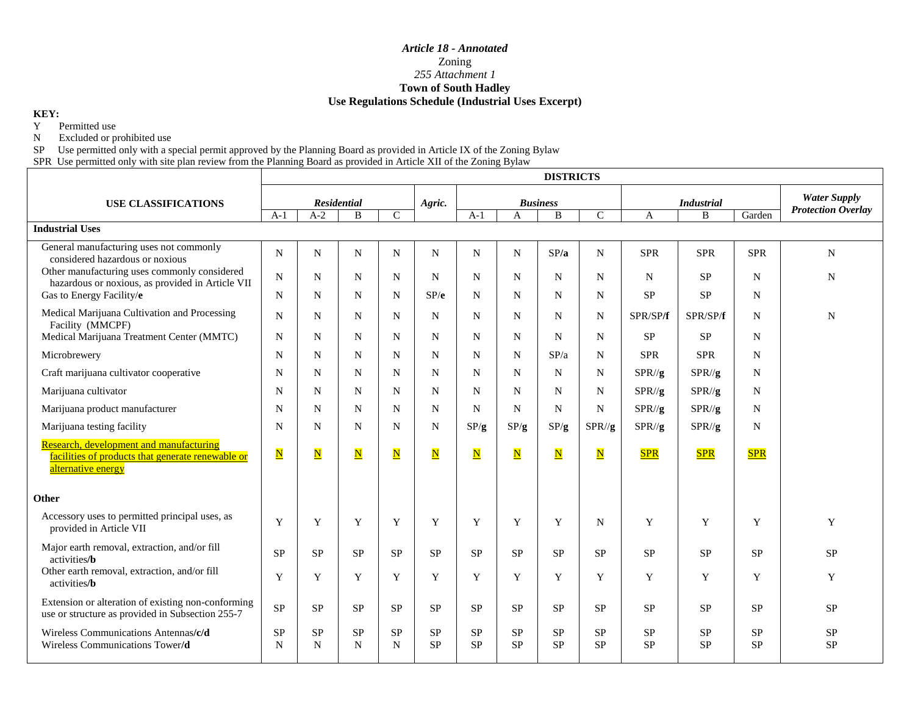*Article 18 - Annotated*

Zoning

*255 Attachment 1*

**Town of South Hadley**

**Use Regulations Schedule (Industrial Uses Excerpt)**

**KEY:**

Y Permitted use

N Excluded or prohibited use

SP Use permitted only with a special permit approved by the Planning Board as provided in Article IX of the Zoning Bylaw

SPR Use permitted only with site plan review from the Planning Board as provided in Article XII of the Zoning Bylaw

| USE CLASSIFICATIONS | DISTRICTS | | | | | | | | | | | | |
|---|---|---|---|---|---|---|---|---|---|---|---|---|---|
| | ***Residential*** | | | | ***Agric.*** | ***Business*** | | | | ***Industrial*** | | | ***Water Supply Protection Overlay*** |
| | A-1 | A-2 | B | C | | A-1 | A | B | C | A | B | Garden | |
| **Industrial Uses** | | | | | | | | | | | | | |
| General manufacturing uses not commonly considered hazardous or noxious | N | N | N | N | N | N | N | SP/**a** | N | SPR | SPR | SPR | N |
| Other manufacturing uses commonly considered hazardous or noxious, as provided in Article VII | N | N | N | N | N | N | N | N | N | N | SP | N | N |
| Gas to Energy Facility/**e** | N | N | N | N | SP/**e** | N | N | N | N | SP | SP | N | |
| Medical Marijuana Cultivation and Processing Facility (MMCPF) | N | N | N | N | N | N | N | N | N | SPR/SP/**f** | SPR/SP/**f** | N | N |
| Medical Marijuana Treatment Center (MMTC) | N | N | N | N | N | N | N | N | N | SP | SP | N | |
| Microbrewery | N | N | N | N | N | N | N | SP/a | N | SPR | SPR | N | |
| Craft marijuana cultivator cooperative | N | N | N | N | N | N | N | N | N | SPR//**g** | SPR//**g** | N | |
| Marijuana cultivator | N | N | N | N | N | N | N | N | N | SPR//**g** | SPR//**g** | N | |
| Marijuana product manufacturer | N | N | N | N | N | N | N | N | N | SPR//**g** | SPR//**g** | N | |
| Marijuana testing facility | N | N | N | N | N | SP/**g** | SP/**g** | SP/**g** | SPR//**g** | SPR//**g** | SPR//**g** | N | |
| Research, development and manufacturing facilities of products that generate renewable or alternative energy | N | N | N | N | N | N | N | N | N | SPR | SPR | SPR | |
| **Other** | | | | | | | | | | | | | |
| Accessory uses to permitted principal uses, as provided in Article VII | Y | Y | Y | Y | Y | Y | Y | Y | N | Y | Y | Y | Y |
| Major earth removal, extraction, and/or fill activities/**b** | SP | SP | SP | SP | SP | SP | SP | SP | SP | SP | SP | SP | SP |
| Other earth removal, extraction, and/or fill activities/**b** | Y | Y | Y | Y | Y | Y | Y | Y | Y | Y | Y | Y | Y |
| Extension or alteration of existing non-conforming use or structure as provided in Subsection 255-7 | SP | SP | SP | SP | SP | SP | SP | SP | SP | SP | SP | SP | SP |
| Wireless Communications Antennas/**c**/**d** | SP | SP | SP | SP | SP | SP | SP | SP | SP | SP | SP | SP | SP |
| Wireless Communications Tower/**d** | N | N | N | N | SP | SP | SP | SP | SP | SP | SP | SP | SP |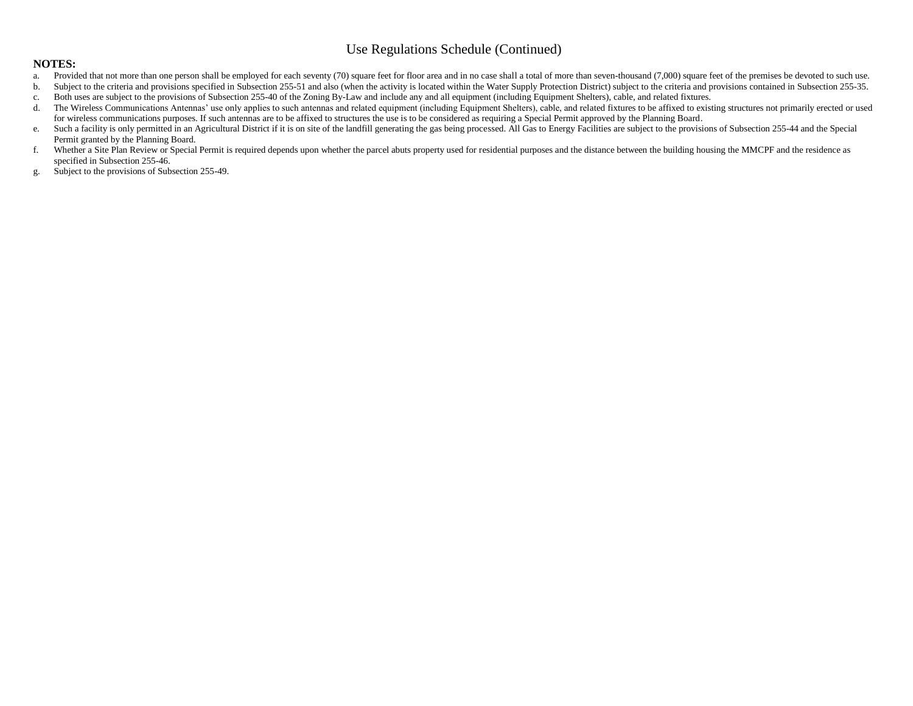# Use Regulations Schedule (Continued)

**NOTES:**

a. Provided that not more than one person shall be employed for each seventy (70) square feet for floor area and in no case shall a total of more than seven-thousand (7,000) square feet of the premises be devoted to such use.

b. Subject to the criteria and provisions specified in Subsection 255-51 and also (when the activity is located within the Water Supply Protection District) subject to the criteria and provisions contained in Subsection 255-35.

c. Both uses are subject to the provisions of Subsection 255-40 of the Zoning By-Law and include any and all equipment (including Equipment Shelters), cable, and related fixtures.

d. The Wireless Communications Antennas' use only applies to such antennas and related equipment (including Equipment Shelters), cable, and related fixtures to be affixed to existing structures not primarily erected or used for wireless communications purposes. If such antennas are to be affixed to structures the use is to be considered as requiring a Special Permit approved by the Planning Board.

e. Such a facility is only permitted in an Agricultural District if it is on site of the landfill generating the gas being processed. All Gas to Energy Facilities are subject to the provisions of Subsection 255-44 and the Special Permit granted by the Planning Board.

f. Whether a Site Plan Review or Special Permit is required depends upon whether the parcel abuts property used for residential purposes and the distance between the building housing the MMCPF and the residence as specified in Subsection 255-46.

g. Subject to the provisions of Subsection 255-49.